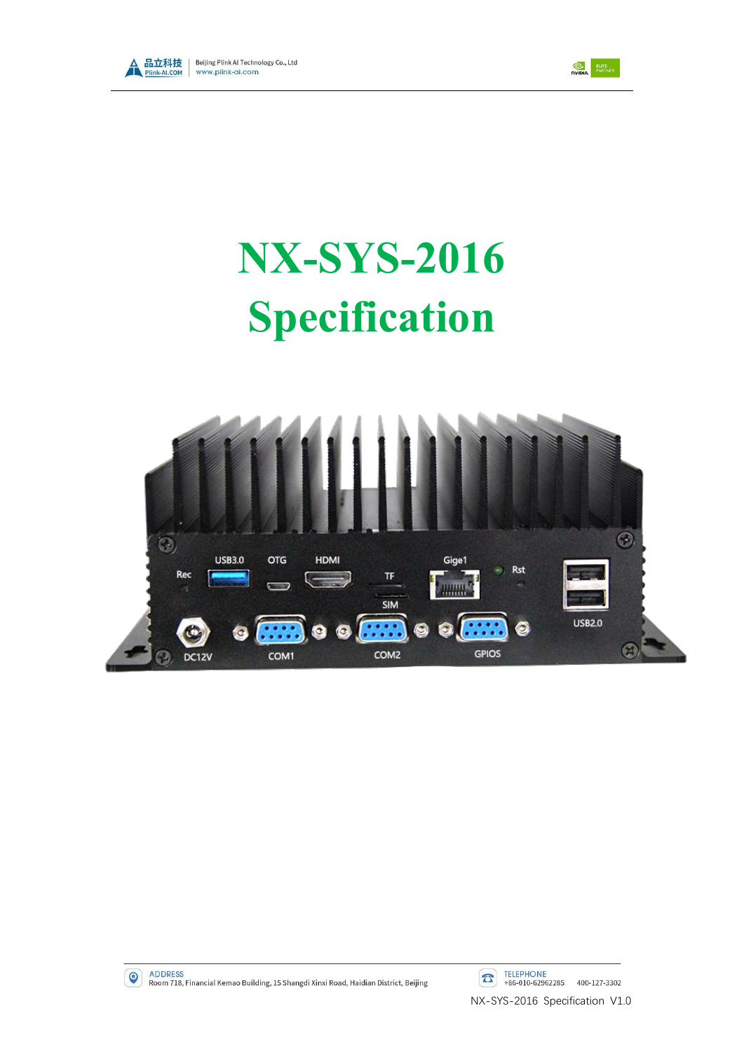# NX-SYS-2016 Specification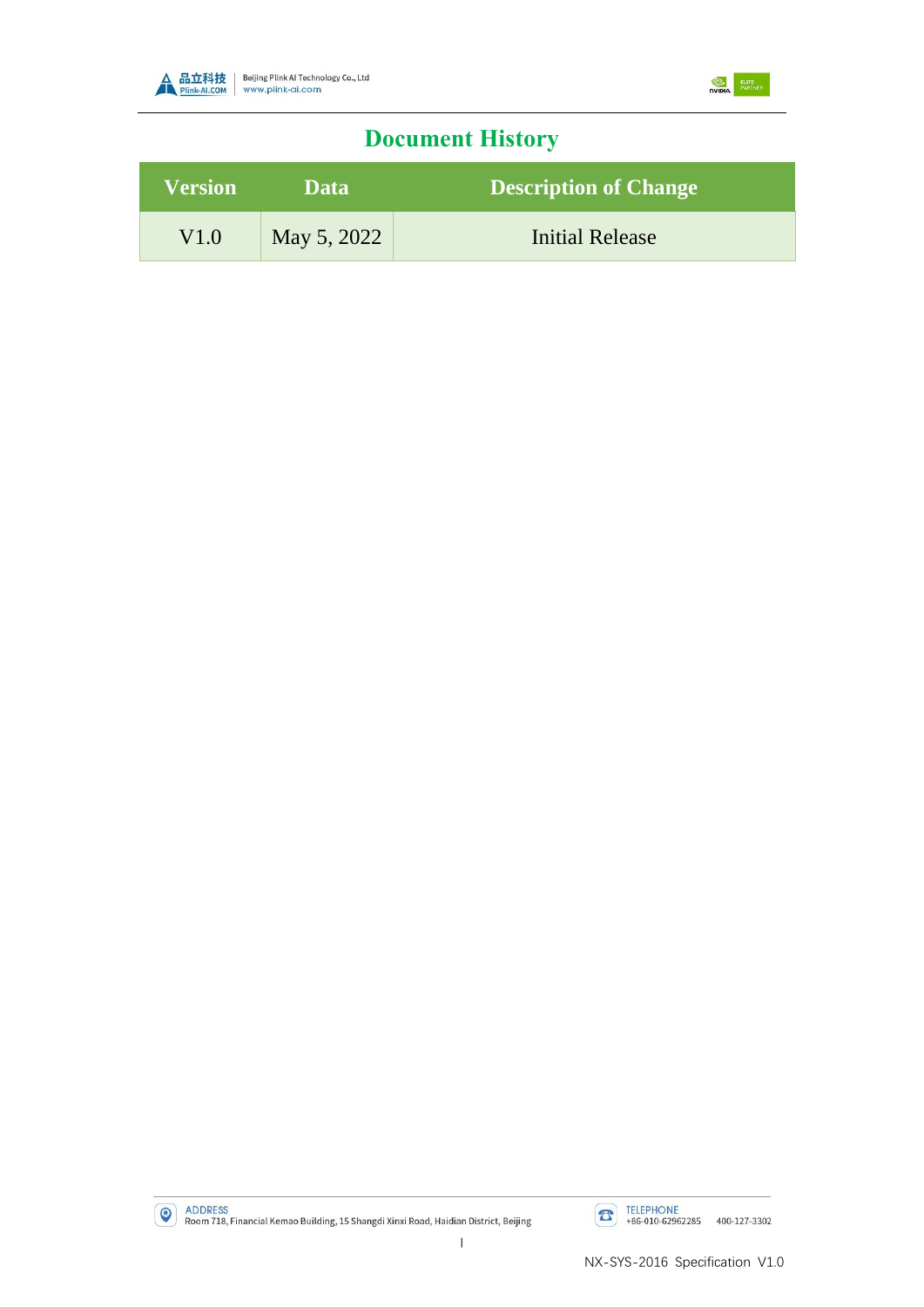# Document History

| Version | Data | Description of Change |
|---|---|---|
| V1.0 | May 5, 2022 | Initial Release |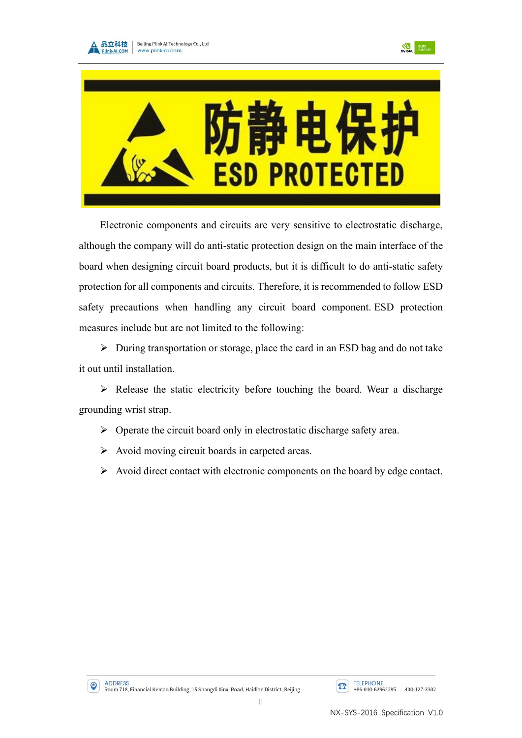防静电保护

ESD PROTECTED

Electronic components and circuits are very sensitive to electrostatic discharge, although the company will do anti-static protection design on the main interface of the board when designing circuit board products, but it is difficult to do anti-static safety protection for all components and circuits. Therefore, it is recommended to follow ESD safety precautions when handling any circuit board component. ESD protection measures include but are not limited to the following:

- During transportation or storage, place the card in an ESD bag and do not take it out until installation.
- Release the static electricity before touching the board. Wear a discharge grounding wrist strap.
- Operate the circuit board only in electrostatic discharge safety area.
- Avoid moving circuit boards in carpeted areas.
- Avoid direct contact with electronic components on the board by edge contact.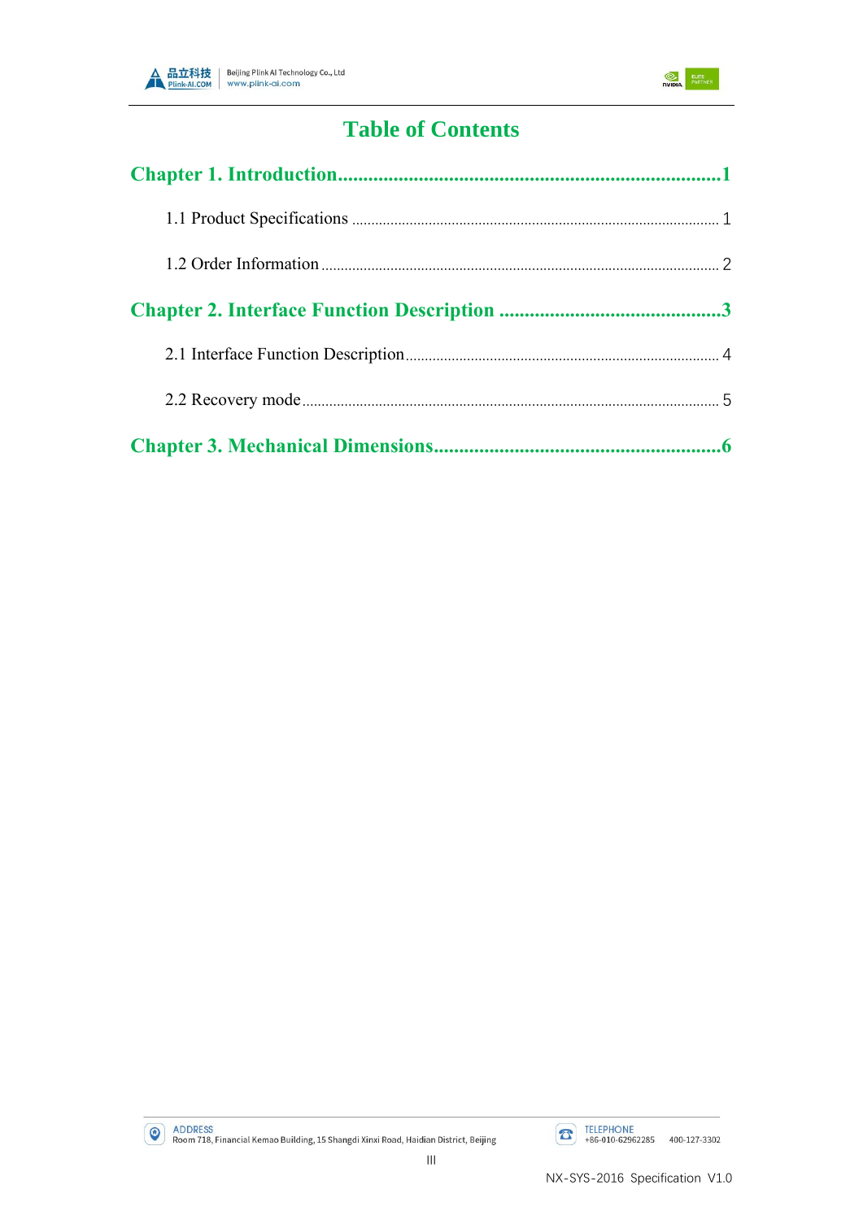# Table of Contents

**Chapter 1. Introduction..........................................................................1**

1.1 Product Specifications ............................................................................................ 1

1.2 Order Information ................................................................................................... 2

**Chapter 2. Interface Function Description ............................................3**

2.1 Interface Function Description................................................................................ 4

2.2 Recovery mode......................................................................................................... 5

**Chapter 3. Mechanical Dimensions........................................................6**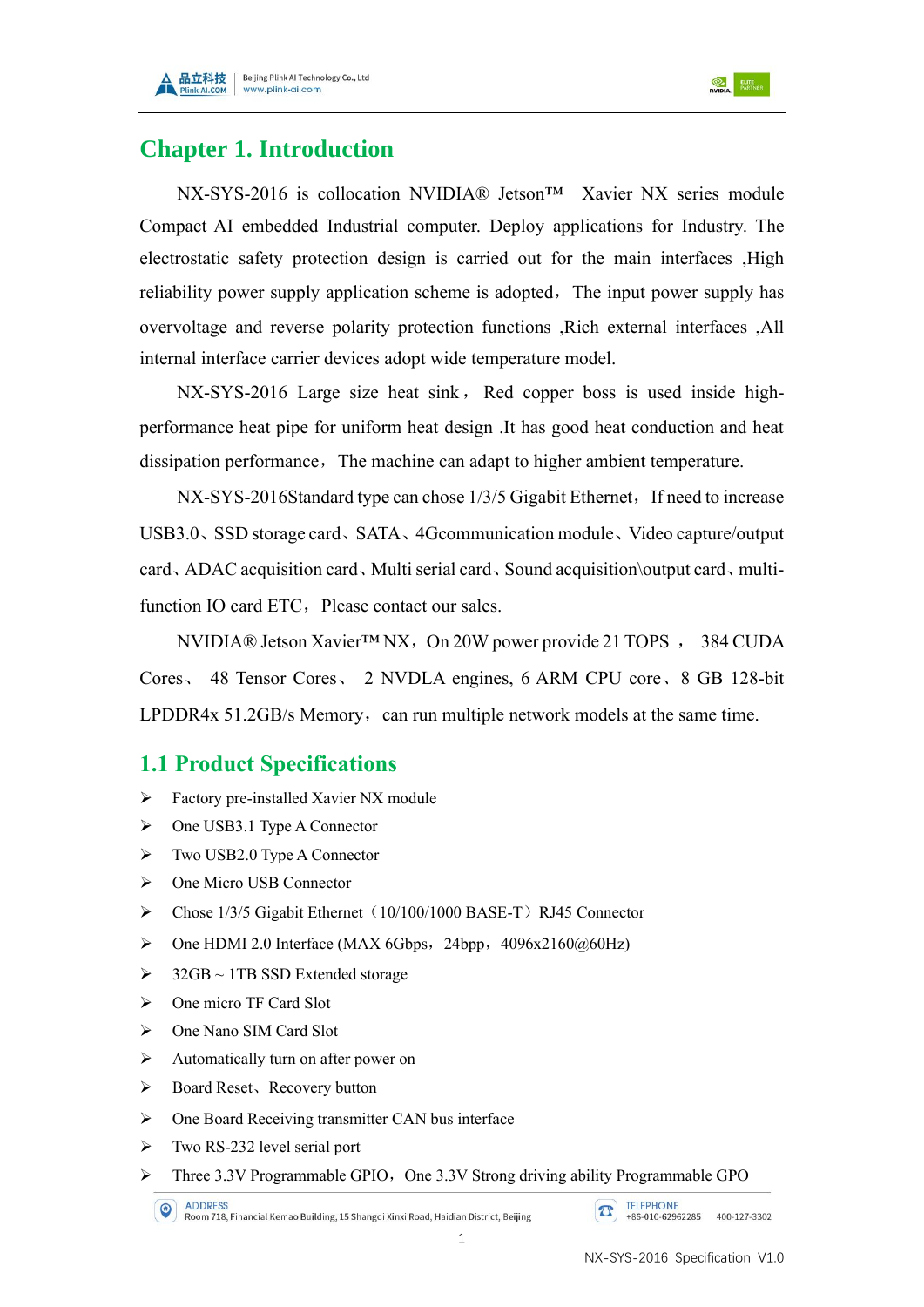# Chapter 1. Introduction

NX-SYS-2016 is collocation NVIDIA® Jetson™ Xavier NX series module Compact AI embedded Industrial computer. Deploy applications for Industry. The electrostatic safety protection design is carried out for the main interfaces ,High reliability power supply application scheme is adopted，The input power supply has overvoltage and reverse polarity protection functions ,Rich external interfaces ,All internal interface carrier devices adopt wide temperature model.

NX-SYS-2016 Large size heat sink，Red copper boss is used inside high-performance heat pipe for uniform heat design .It has good heat conduction and heat dissipation performance，The machine can adapt to higher ambient temperature.

NX-SYS-2016Standard type can chose 1/3/5 Gigabit Ethernet，If need to increase USB3.0、SSD storage card、SATA、4Gcommunication module、Video capture/output card、ADAC acquisition card、Multi serial card、Sound acquisition\output card、multi-function IO card ETC，Please contact our sales.

NVIDIA® Jetson Xavier™ NX，On 20W power provide 21 TOPS ，384 CUDA Cores、 48 Tensor Cores、 2 NVDLA engines, 6 ARM CPU core、8 GB 128-bit LPDDR4x 51.2GB/s Memory，can run multiple network models at the same time.

## 1.1 Product Specifications

- Factory pre-installed Xavier NX module
- One USB3.1 Type A Connector
- Two USB2.0 Type A Connector
- One Micro USB Connector
- Chose 1/3/5 Gigabit Ethernet（10/100/1000 BASE-T）RJ45 Connector
- One HDMI 2.0 Interface (MAX 6Gbps，24bpp，4096x2160@60Hz)
- 32GB ~ 1TB SSD Extended storage
- One micro TF Card Slot
- One Nano SIM Card Slot
- Automatically turn on after power on
- Board Reset、Recovery button
- One Board Receiving transmitter CAN bus interface
- Two RS-232 level serial port
- Three 3.3V Programmable GPIO，One 3.3V Strong driving ability Programmable GPO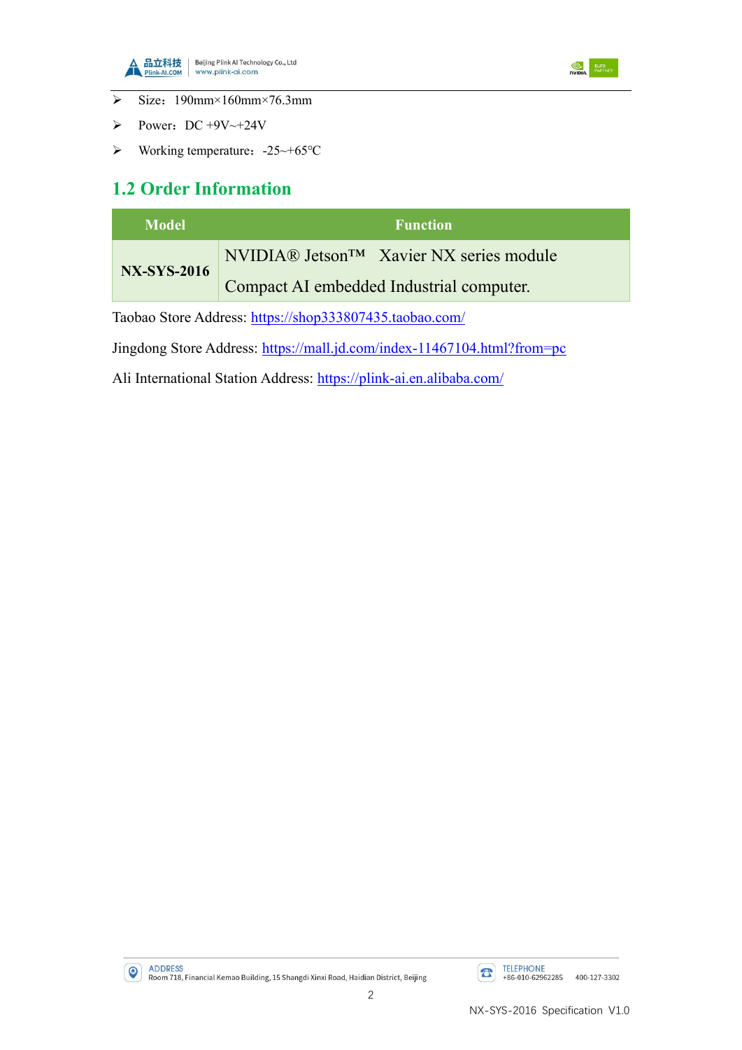- Size：190mm×160mm×76.3mm
- Power：DC +9V~+24V
- Working temperature：-25~+65℃

## 1.2 Order Information

| Model | Function |
|---|---|
| **NX-SYS-2016** | NVIDIA® Jetson™ Xavier NX series module Compact AI embedded Industrial computer. |

Taobao Store Address: https://shop333807435.taobao.com/

Jingdong Store Address: https://mall.jd.com/index-11467104.html?from=pc

Ali International Station Address: https://plink-ai.en.alibaba.com/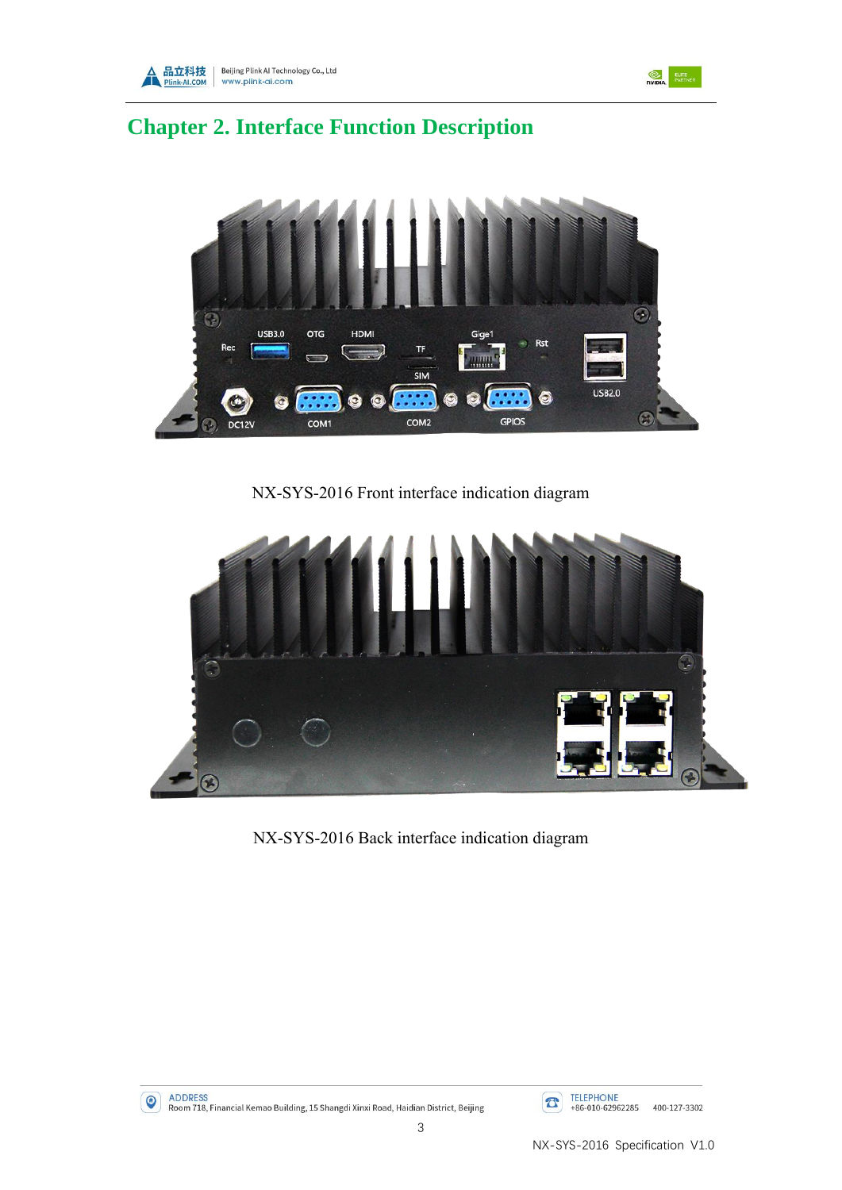# Chapter 2. Interface Function Description

NX-SYS-2016 Front interface indication diagram

NX-SYS-2016 Back interface indication diagram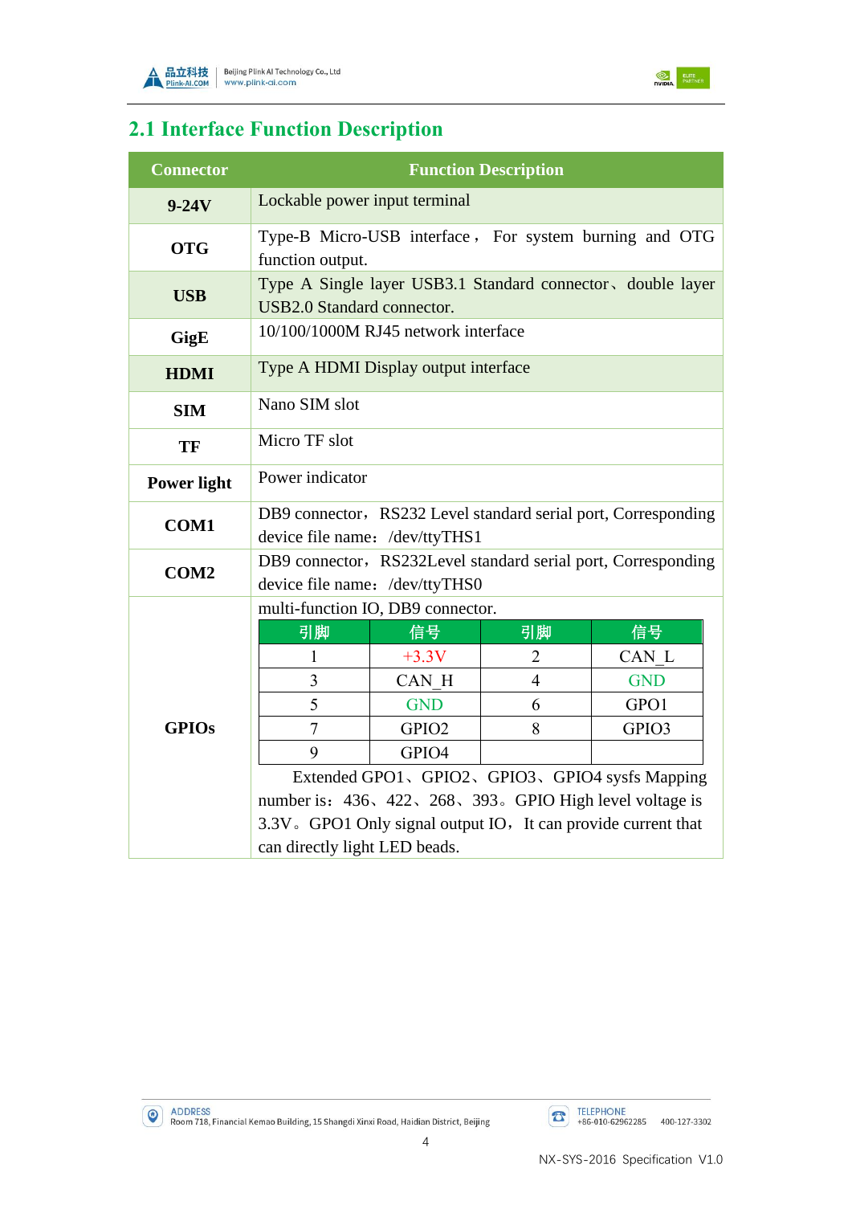## 2.1 Interface Function Description

| Connector | Function Description |
|---|---|
| **9-24V** | Lockable power input terminal |
| **OTG** | Type-B Micro-USB interface， For system burning and OTG function output. |
| **USB** | Type A Single layer USB3.1 Standard connector、double layer USB2.0 Standard connector. |
| **GigE** | 10/100/1000M RJ45 network interface |
| **HDMI** | Type A HDMI Display output interface |
| **SIM** | Nano SIM slot |
| **TF** | Micro TF slot |
| **Power light** | Power indicator |
| **COM1** | DB9 connector，RS232 Level standard serial port, Corresponding device file name：/dev/ttyTHS1 |
| **COM2** | DB9 connector，RS232Level standard serial port, Corresponding device file name：/dev/ttyTHS0 |
| **GPIOs** | multi-function IO, DB9 connector. (see pin table below) Extended GPO1、GPIO2、GPIO3、GPIO4 sysfs Mapping number is：436、422、268、393。GPIO High level voltage is 3.3V。GPO1 Only signal output IO，It can provide current that can directly light LED beads. |

| 引脚 | 信号 | 引脚 | 信号 |
|---|---|---|---|
| 1 | +3.3V | 2 | CAN_L |
| 3 | CAN_H | 4 | GND |
| 5 | GND | 6 | GPO1 |
| 7 | GPIO2 | 8 | GPIO3 |
| 9 | GPIO4 | | |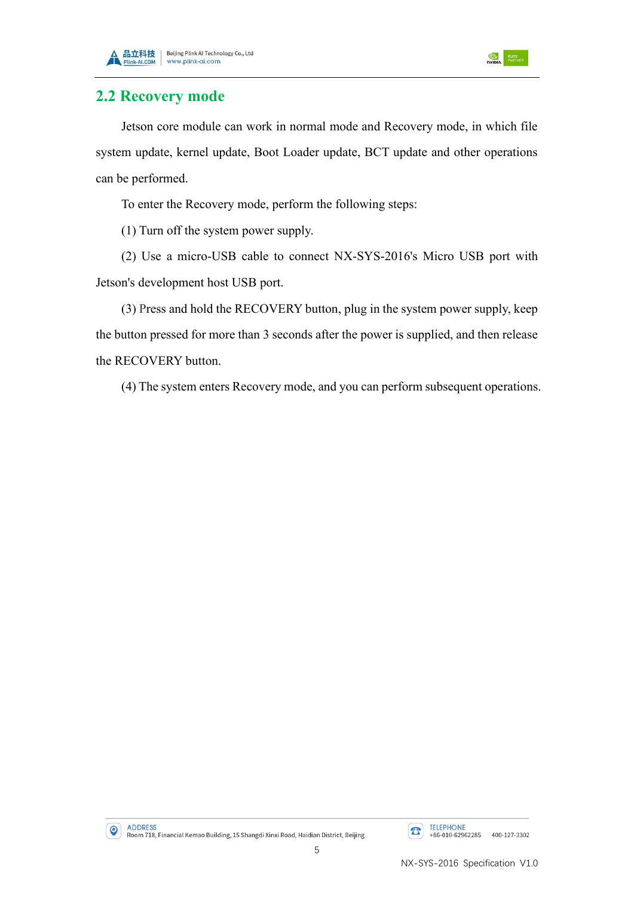## 2.2 Recovery mode

Jetson core module can work in normal mode and Recovery mode, in which file system update, kernel update, Boot Loader update, BCT update and other operations can be performed.

To enter the Recovery mode, perform the following steps:

(1) Turn off the system power supply.

(2) Use a micro-USB cable to connect NX-SYS-2016's Micro USB port with Jetson's development host USB port.

(3) Press and hold the RECOVERY button, plug in the system power supply, keep the button pressed for more than 3 seconds after the power is supplied, and then release the RECOVERY button.

(4) The system enters Recovery mode, and you can perform subsequent operations.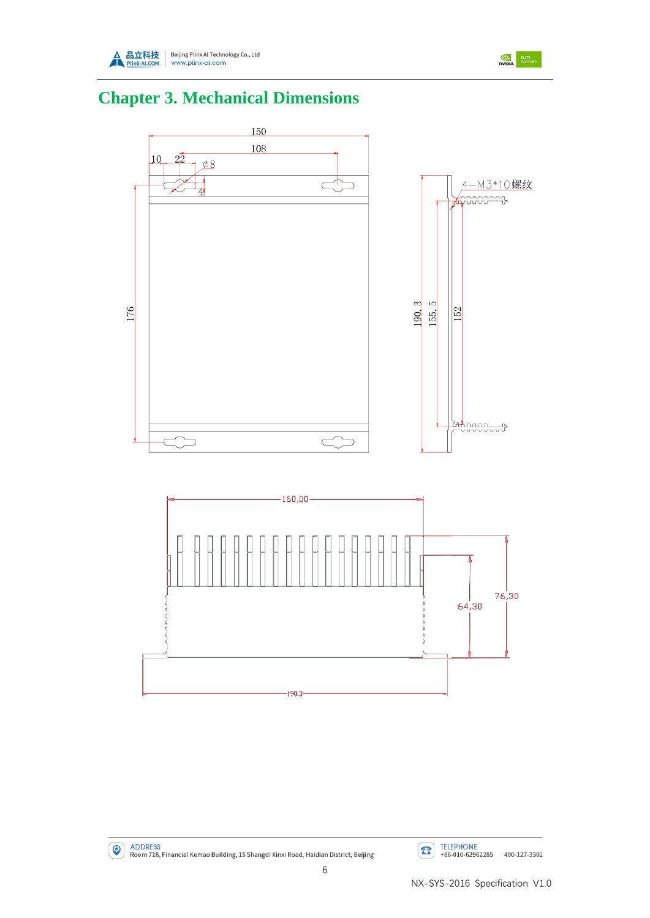# Chapter 3. Mechanical Dimensions

150

108

10

22

ϕ8

4

176

4－M3*10螺纹

190.3

155.5

152

160,00

76,30

64,30

190.3